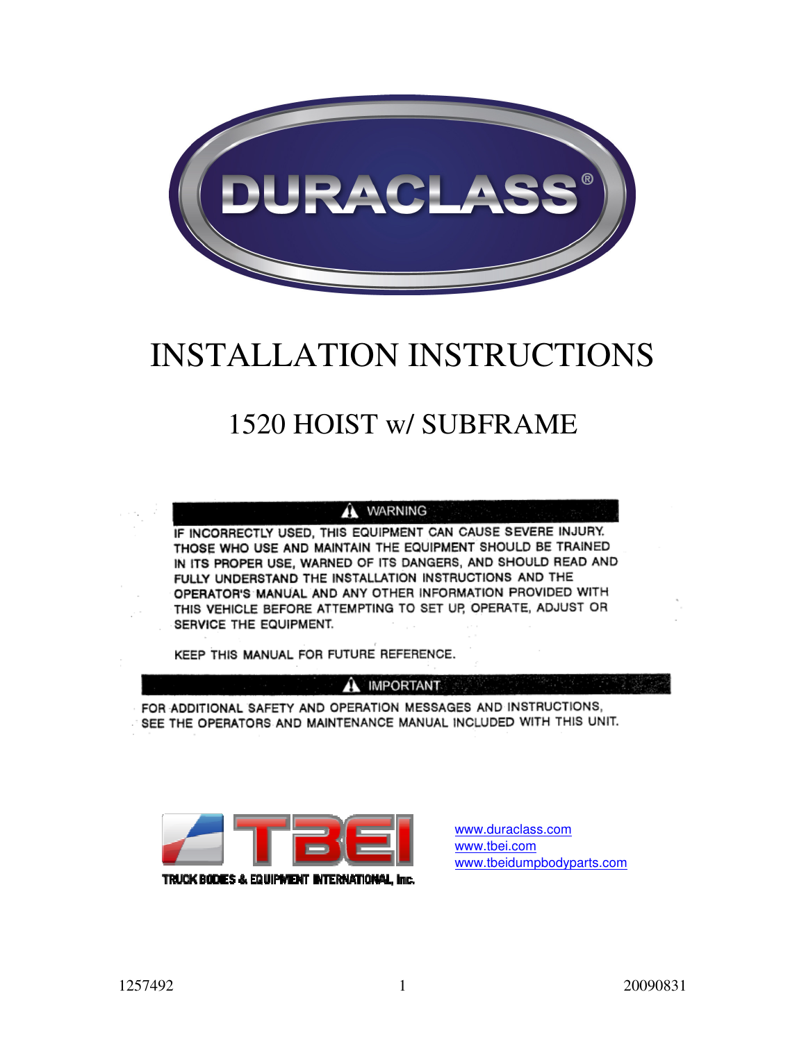DURACLASS®

# INSTALLATION INSTRUCTIONS

## 1520 HOIST w/ SUBFRAME

**⚠ WARNING**

IF INCORRECTLY USED, THIS EQUIPMENT CAN CAUSE SEVERE INJURY. THOSE WHO USE AND MAINTAIN THE EQUIPMENT SHOULD BE TRAINED IN ITS PROPER USE, WARNED OF ITS DANGERS, AND SHOULD READ AND FULLY UNDERSTAND THE INSTALLATION INSTRUCTIONS AND THE OPERATOR'S MANUAL AND ANY OTHER INFORMATION PROVIDED WITH THIS VEHICLE BEFORE ATTEMPTING TO SET UP, OPERATE, ADJUST OR SERVICE THE EQUIPMENT.

KEEP THIS MANUAL FOR FUTURE REFERENCE.

**⚠ IMPORTANT**

FOR ADDITIONAL SAFETY AND OPERATION MESSAGES AND INSTRUCTIONS, SEE THE OPERATORS AND MAINTENANCE MANUAL INCLUDED WITH THIS UNIT.

TBEI
TRUCK BODIES & EQUIPMENT INTERNATIONAL, Inc.

www.duraclass.com
www.tbei.com
www.tbeidumpbodyparts.com

1257492 20090831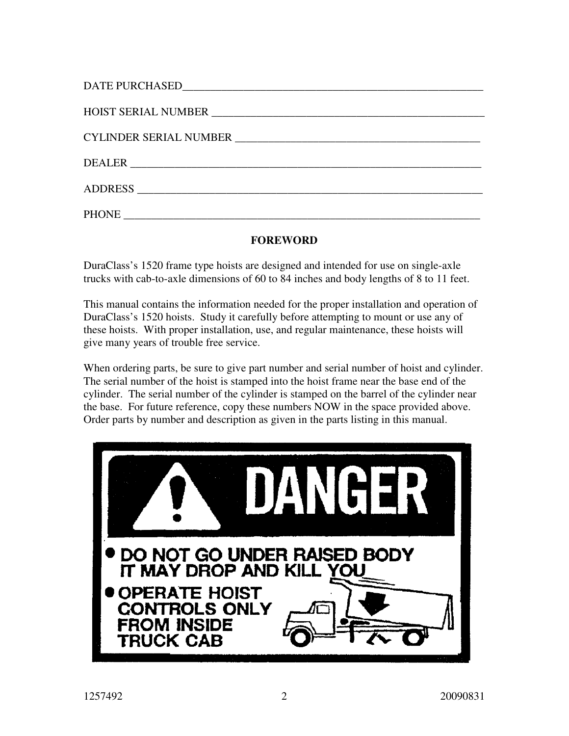DATE PURCHASED_______________________________________________________

HOIST SERIAL NUMBER _________________________________________________

CYLINDER SERIAL NUMBER _____________________________________________

DEALER ______________________________________________________________

ADDRESS _____________________________________________________________

PHONE _______________________________________________________________

## FOREWORD

DuraClass's 1520 frame type hoists are designed and intended for use on single-axle trucks with cab-to-axle dimensions of 60 to 84 inches and body lengths of 8 to 11 feet.

This manual contains the information needed for the proper installation and operation of DuraClass's 1520 hoists. Study it carefully before attempting to mount or use any of these hoists. With proper installation, use, and regular maintenance, these hoists will give many years of trouble free service.

When ordering parts, be sure to give part number and serial number of hoist and cylinder. The serial number of the hoist is stamped into the hoist frame near the base end of the cylinder. The serial number of the cylinder is stamped on the barrel of the cylinder near the base. For future reference, copy these numbers NOW in the space provided above. Order parts by number and description as given in the parts listing in this manual.

**DANGER**

- **DO NOT GO UNDER RAISED BODY IT MAY DROP AND KILL YOU**
- **OPERATE HOIST CONTROLS ONLY FROM INSIDE TRUCK CAB**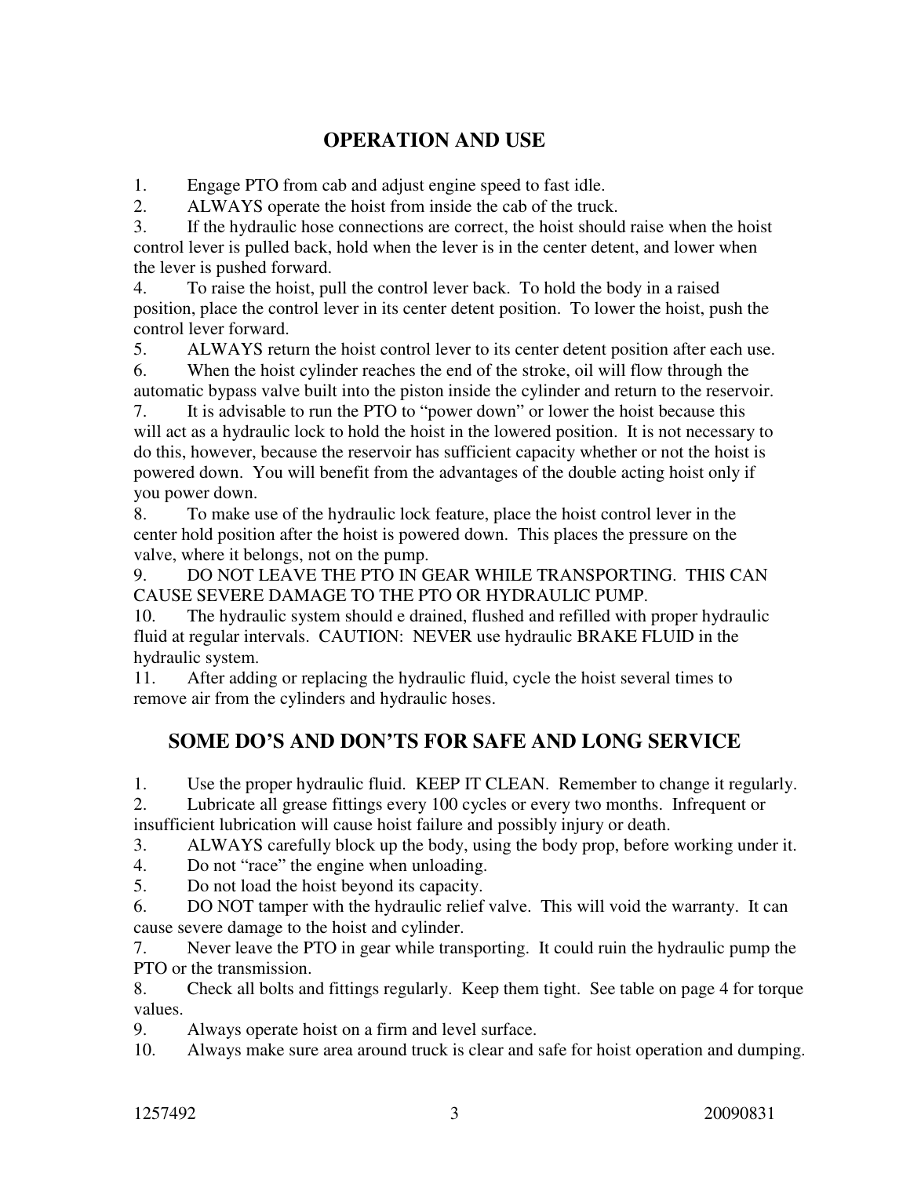## OPERATION AND USE

1. Engage PTO from cab and adjust engine speed to fast idle.
2. ALWAYS operate the hoist from inside the cab of the truck.
3. If the hydraulic hose connections are correct, the hoist should raise when the hoist control lever is pulled back, hold when the lever is in the center detent, and lower when the lever is pushed forward.
4. To raise the hoist, pull the control lever back. To hold the body in a raised position, place the control lever in its center detent position. To lower the hoist, push the control lever forward.
5. ALWAYS return the hoist control lever to its center detent position after each use.
6. When the hoist cylinder reaches the end of the stroke, oil will flow through the automatic bypass valve built into the piston inside the cylinder and return to the reservoir.
7. It is advisable to run the PTO to "power down" or lower the hoist because this will act as a hydraulic lock to hold the hoist in the lowered position. It is not necessary to do this, however, because the reservoir has sufficient capacity whether or not the hoist is powered down. You will benefit from the advantages of the double acting hoist only if you power down.
8. To make use of the hydraulic lock feature, place the hoist control lever in the center hold position after the hoist is powered down. This places the pressure on the valve, where it belongs, not on the pump.
9. DO NOT LEAVE THE PTO IN GEAR WHILE TRANSPORTING. THIS CAN CAUSE SEVERE DAMAGE TO THE PTO OR HYDRAULIC PUMP.
10. The hydraulic system should e drained, flushed and refilled with proper hydraulic fluid at regular intervals. CAUTION: NEVER use hydraulic BRAKE FLUID in the hydraulic system.
11. After adding or replacing the hydraulic fluid, cycle the hoist several times to remove air from the cylinders and hydraulic hoses.

## SOME DO'S AND DON'TS FOR SAFE AND LONG SERVICE

1. Use the proper hydraulic fluid. KEEP IT CLEAN. Remember to change it regularly.
2. Lubricate all grease fittings every 100 cycles or every two months. Infrequent or insufficient lubrication will cause hoist failure and possibly injury or death.
3. ALWAYS carefully block up the body, using the body prop, before working under it.
4. Do not "race" the engine when unloading.
5. Do not load the hoist beyond its capacity.
6. DO NOT tamper with the hydraulic relief valve. This will void the warranty. It can cause severe damage to the hoist and cylinder.
7. Never leave the PTO in gear while transporting. It could ruin the hydraulic pump the PTO or the transmission.
8. Check all bolts and fittings regularly. Keep them tight. See table on page 4 for torque values.
9. Always operate hoist on a firm and level surface.
10. Always make sure area around truck is clear and safe for hoist operation and dumping.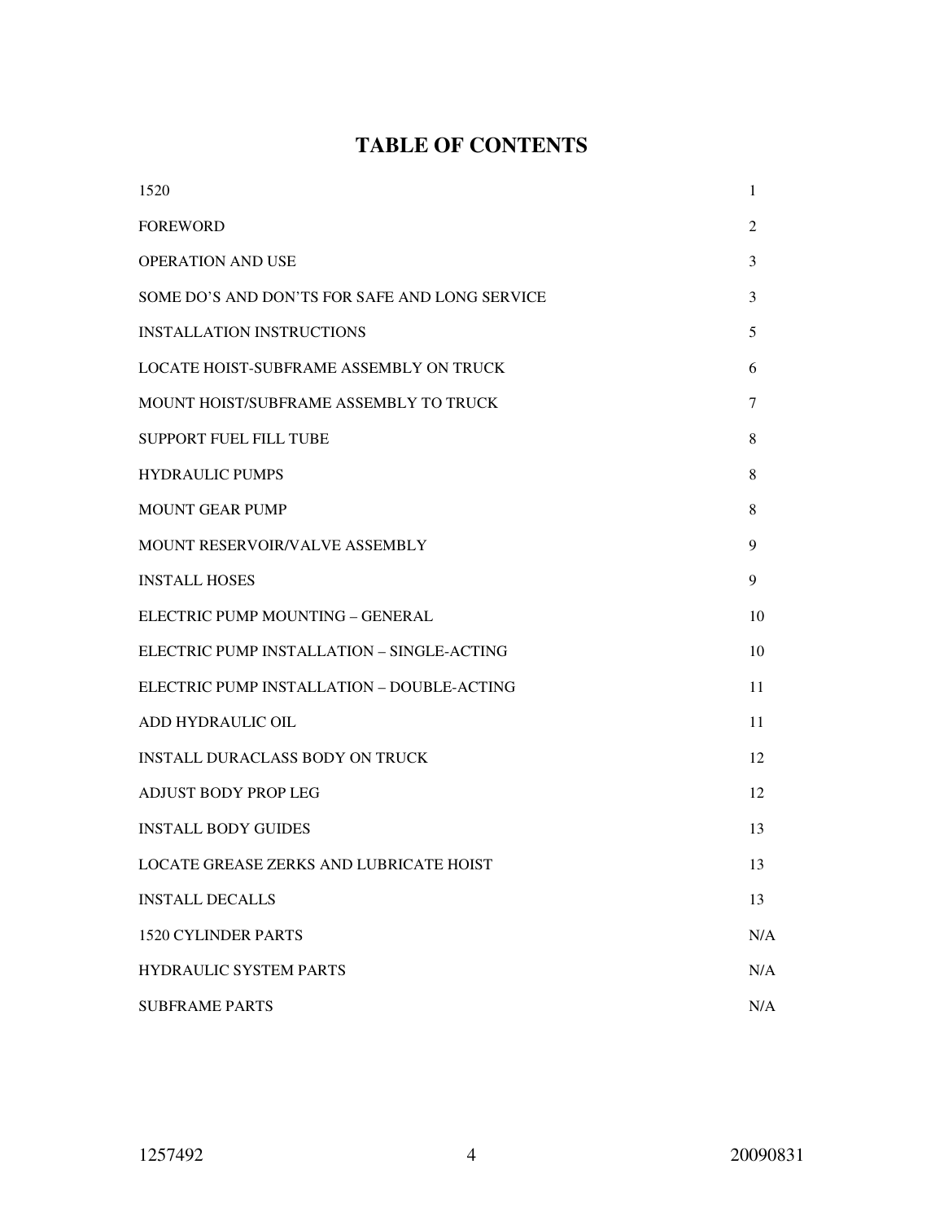# TABLE OF CONTENTS

| | |
|---|---|
| 1520 | 1 |
| FOREWORD | 2 |
| OPERATION AND USE | 3 |
| SOME DO'S AND DON'TS FOR SAFE AND LONG SERVICE | 3 |
| INSTALLATION INSTRUCTIONS | 5 |
| LOCATE HOIST-SUBFRAME ASSEMBLY ON TRUCK | 6 |
| MOUNT HOIST/SUBFRAME ASSEMBLY TO TRUCK | 7 |
| SUPPORT FUEL FILL TUBE | 8 |
| HYDRAULIC PUMPS | 8 |
| MOUNT GEAR PUMP | 8 |
| MOUNT RESERVOIR/VALVE ASSEMBLY | 9 |
| INSTALL HOSES | 9 |
| ELECTRIC PUMP MOUNTING – GENERAL | 10 |
| ELECTRIC PUMP INSTALLATION – SINGLE-ACTING | 10 |
| ELECTRIC PUMP INSTALLATION – DOUBLE-ACTING | 11 |
| ADD HYDRAULIC OIL | 11 |
| INSTALL DURACLASS BODY ON TRUCK | 12 |
| ADJUST BODY PROP LEG | 12 |
| INSTALL BODY GUIDES | 13 |
| LOCATE GREASE ZERKS AND LUBRICATE HOIST | 13 |
| INSTALL DECALLS | 13 |
| 1520 CYLINDER PARTS | N/A |
| HYDRAULIC SYSTEM PARTS | N/A |
| SUBFRAME PARTS | N/A |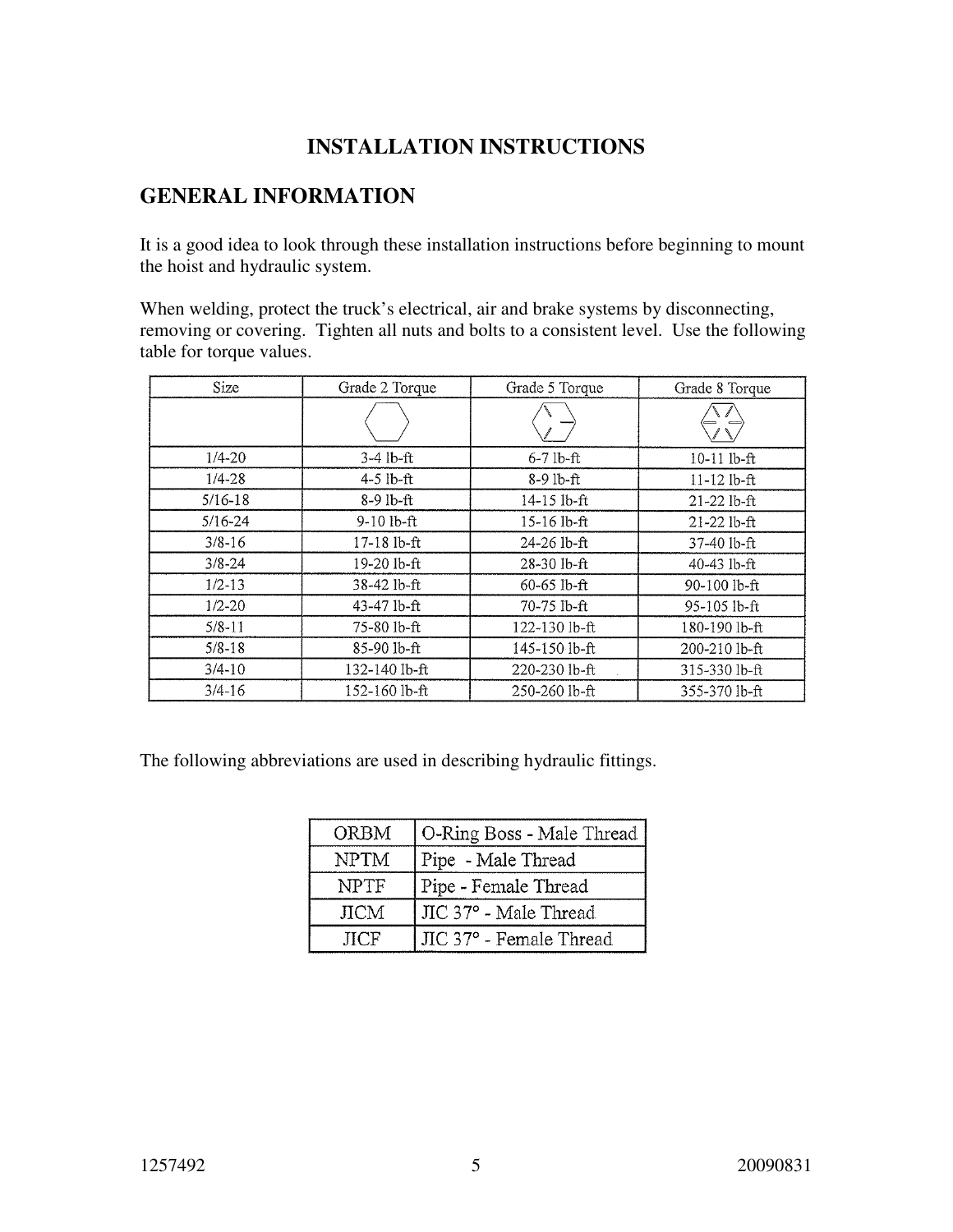# INSTALLATION INSTRUCTIONS

## GENERAL INFORMATION

It is a good idea to look through these installation instructions before beginning to mount the hoist and hydraulic system.

When welding, protect the truck's electrical, air and brake systems by disconnecting, removing or covering. Tighten all nuts and bolts to a consistent level. Use the following table for torque values.

| Size | Grade 2 Torque | Grade 5 Torque | Grade 8 Torque |
|---|---|---|---|
| 1/4-20 | 3-4 lb-ft | 6-7 lb-ft | 10-11 lb-ft |
| 1/4-28 | 4-5 lb-ft | 8-9 lb-ft | 11-12 lb-ft |
| 5/16-18 | 8-9 lb-ft | 14-15 lb-ft | 21-22 lb-ft |
| 5/16-24 | 9-10 lb-ft | 15-16 lb-ft | 21-22 lb-ft |
| 3/8-16 | 17-18 lb-ft | 24-26 lb-ft | 37-40 lb-ft |
| 3/8-24 | 19-20 lb-ft | 28-30 lb-ft | 40-43 lb-ft |
| 1/2-13 | 38-42 lb-ft | 60-65 lb-ft | 90-100 lb-ft |
| 1/2-20 | 43-47 lb-ft | 70-75 lb-ft | 95-105 lb-ft |
| 5/8-11 | 75-80 lb-ft | 122-130 lb-ft | 180-190 lb-ft |
| 5/8-18 | 85-90 lb-ft | 145-150 lb-ft | 200-210 lb-ft |
| 3/4-10 | 132-140 lb-ft | 220-230 lb-ft | 315-330 lb-ft |
| 3/4-16 | 152-160 lb-ft | 250-260 lb-ft | 355-370 lb-ft |

The following abbreviations are used in describing hydraulic fittings.

| | |
|---|---|
| ORBM | O-Ring Boss - Male Thread |
| NPTM | Pipe - Male Thread |
| NPTF | Pipe - Female Thread |
| JICM | JIC 37° - Male Thread |
| JICF | JIC 37° - Female Thread |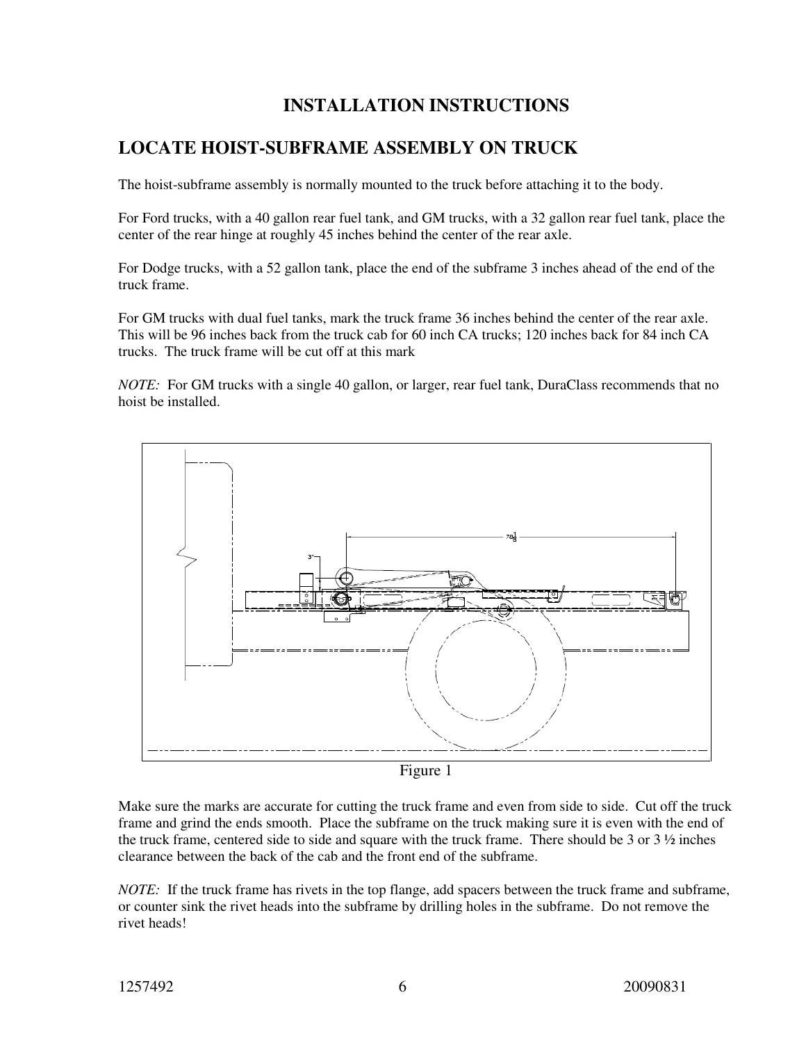# INSTALLATION INSTRUCTIONS

## LOCATE HOIST-SUBFRAME ASSEMBLY ON TRUCK

The hoist-subframe assembly is normally mounted to the truck before attaching it to the body.

For Ford trucks, with a 40 gallon rear fuel tank, and GM trucks, with a 32 gallon rear fuel tank, place the center of the rear hinge at roughly 45 inches behind the center of the rear axle.

For Dodge trucks, with a 52 gallon tank, place the end of the subframe 3 inches ahead of the end of the truck frame.

For GM trucks with dual fuel tanks, mark the truck frame 36 inches behind the center of the rear axle. This will be 96 inches back from the truck cab for 60 inch CA trucks; 120 inches back for 84 inch CA trucks. The truck frame will be cut off at this mark

*NOTE:* For GM trucks with a single 40 gallon, or larger, rear fuel tank, DuraClass recommends that no hoist be installed.

Figure 1

Make sure the marks are accurate for cutting the truck frame and even from side to side. Cut off the truck frame and grind the ends smooth. Place the subframe on the truck making sure it is even with the end of the truck frame, centered side to side and square with the truck frame. There should be 3 or 3 ½ inches clearance between the back of the cab and the front end of the subframe.

*NOTE:* If the truck frame has rivets in the top flange, add spacers between the truck frame and subframe, or counter sink the rivet heads into the subframe by drilling holes in the subframe. Do not remove the rivet heads!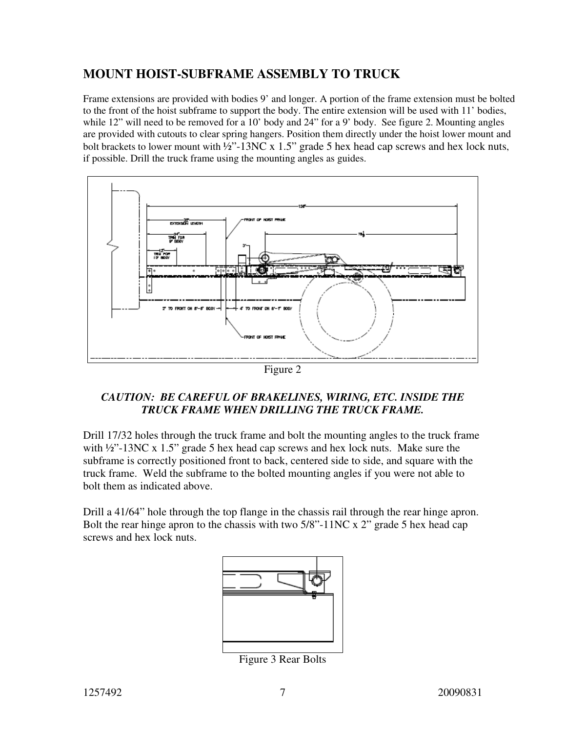## MOUNT HOIST-SUBFRAME ASSEMBLY TO TRUCK

Frame extensions are provided with bodies 9' and longer. A portion of the frame extension must be bolted to the front of the hoist subframe to support the body. The entire extension will be used with 11' bodies, while 12" will need to be removed for a 10' body and 24" for a 9' body. See figure 2. Mounting angles are provided with cutouts to clear spring hangers. Position them directly under the hoist lower mount and bolt brackets to lower mount with ½"-13NC x 1.5" grade 5 hex head cap screws and hex lock nuts, if possible. Drill the truck frame using the mounting angles as guides.

Figure 2

***CAUTION: BE CAREFUL OF BRAKELINES, WIRING, ETC. INSIDE THE TRUCK FRAME WHEN DRILLING THE TRUCK FRAME.***

Drill 17/32 holes through the truck frame and bolt the mounting angles to the truck frame with ½"-13NC x 1.5" grade 5 hex head cap screws and hex lock nuts. Make sure the subframe is correctly positioned front to back, centered side to side, and square with the truck frame. Weld the subframe to the bolted mounting angles if you were not able to bolt them as indicated above.

Drill a 41/64" hole through the top flange in the chassis rail through the rear hinge apron. Bolt the rear hinge apron to the chassis with two 5/8"-11NC x 2" grade 5 hex head cap screws and hex lock nuts.

Figure 3 Rear Bolts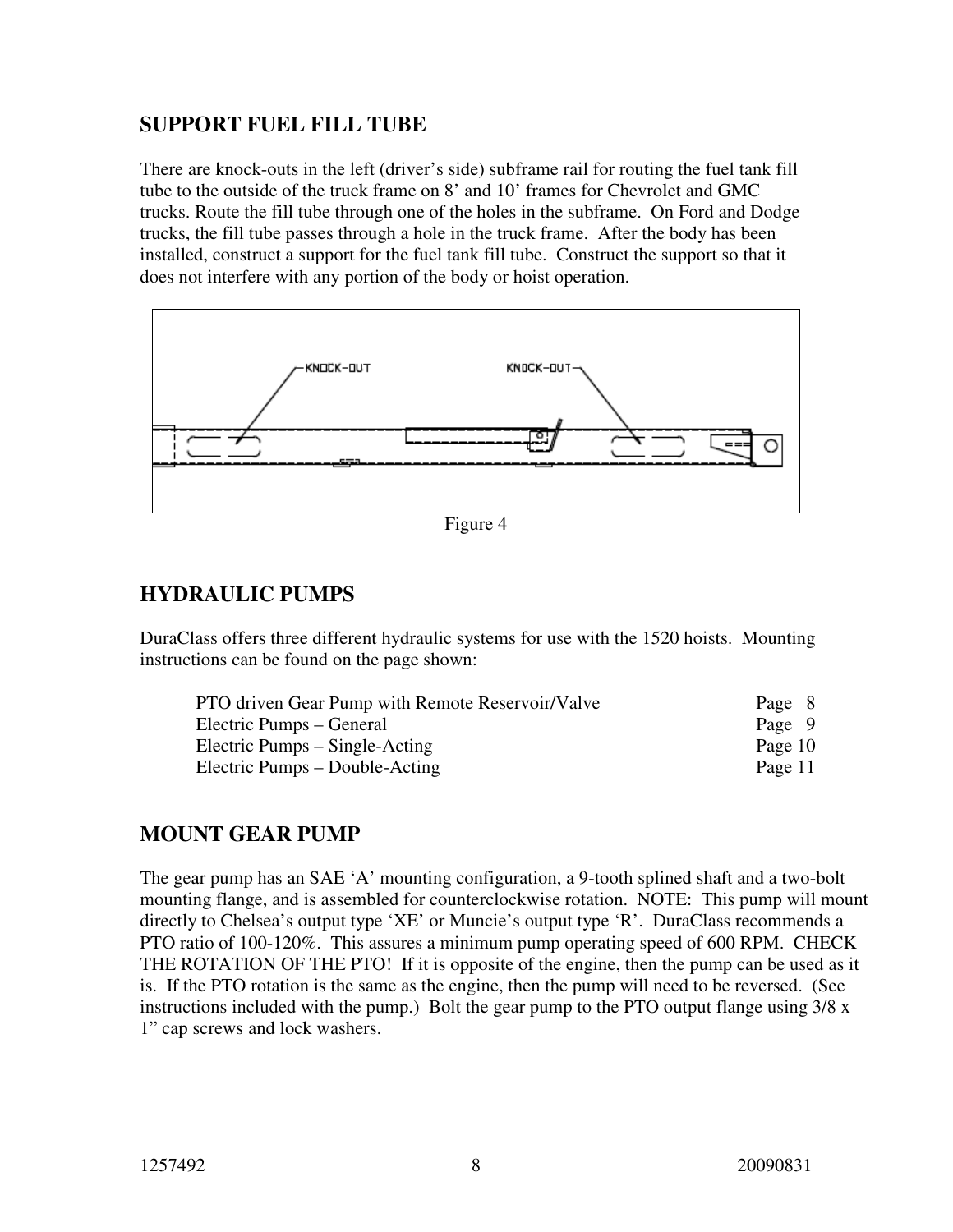## SUPPORT FUEL FILL TUBE

There are knock-outs in the left (driver's side) subframe rail for routing the fuel tank fill tube to the outside of the truck frame on 8' and 10' frames for Chevrolet and GMC trucks. Route the fill tube through one of the holes in the subframe. On Ford and Dodge trucks, the fill tube passes through a hole in the truck frame. After the body has been installed, construct a support for the fuel tank fill tube. Construct the support so that it does not interfere with any portion of the body or hoist operation.

KNOCK-OUT KNOCK-OUT

Figure 4

## HYDRAULIC PUMPS

DuraClass offers three different hydraulic systems for use with the 1520 hoists. Mounting instructions can be found on the page shown:

| | |
|---|---|
| PTO driven Gear Pump with Remote Reservoir/Valve | Page 8 |
| Electric Pumps – General | Page 9 |
| Electric Pumps – Single-Acting | Page 10 |
| Electric Pumps – Double-Acting | Page 11 |

## MOUNT GEAR PUMP

The gear pump has an SAE 'A' mounting configuration, a 9-tooth splined shaft and a two-bolt mounting flange, and is assembled for counterclockwise rotation. NOTE: This pump will mount directly to Chelsea's output type 'XE' or Muncie's output type 'R'. DuraClass recommends a PTO ratio of 100-120%. This assures a minimum pump operating speed of 600 RPM. CHECK THE ROTATION OF THE PTO! If it is opposite of the engine, then the pump can be used as it is. If the PTO rotation is the same as the engine, then the pump will need to be reversed. (See instructions included with the pump.) Bolt the gear pump to the PTO output flange using 3/8 x 1" cap screws and lock washers.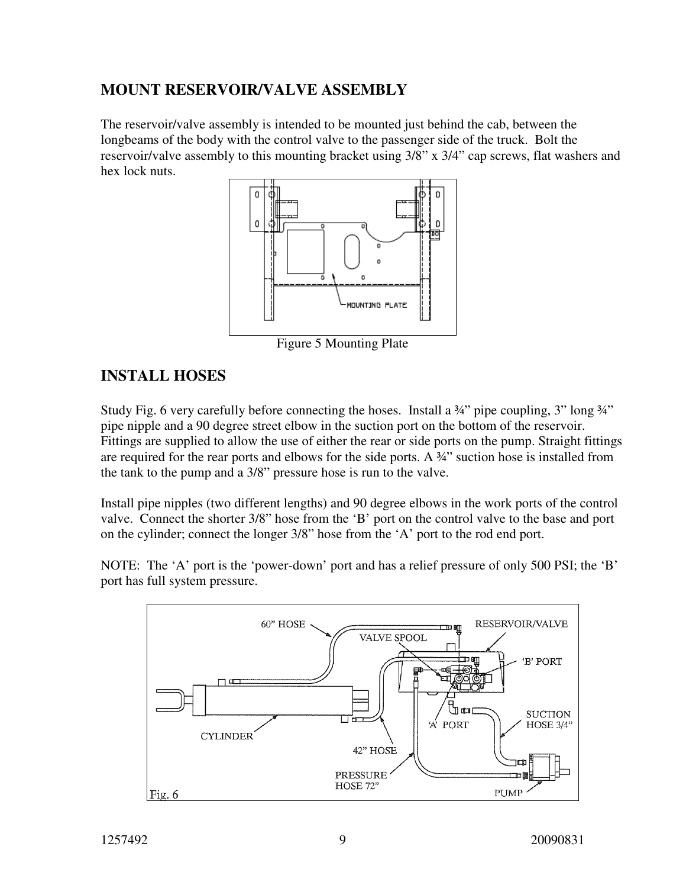## MOUNT RESERVOIR/VALVE ASSEMBLY

The reservoir/valve assembly is intended to be mounted just behind the cab, between the longbeams of the body with the control valve to the passenger side of the truck. Bolt the reservoir/valve assembly to this mounting bracket using 3/8" x 3/4" cap screws, flat washers and hex lock nuts.

Figure 5 Mounting Plate

## INSTALL HOSES

Study Fig. 6 very carefully before connecting the hoses. Install a ¾" pipe coupling, 3" long ¾" pipe nipple and a 90 degree street elbow in the suction port on the bottom of the reservoir. Fittings are supplied to allow the use of either the rear or side ports on the pump. Straight fittings are required for the rear ports and elbows for the side ports. A ¾" suction hose is installed from the tank to the pump and a 3/8" pressure hose is run to the valve.

Install pipe nipples (two different lengths) and 90 degree elbows in the work ports of the control valve. Connect the shorter 3/8" hose from the 'B' port on the control valve to the base and port on the cylinder; connect the longer 3/8" hose from the 'A' port to the rod end port.

NOTE: The 'A' port is the 'power-down' port and has a relief pressure of only 500 PSI; the 'B' port has full system pressure.

Fig. 6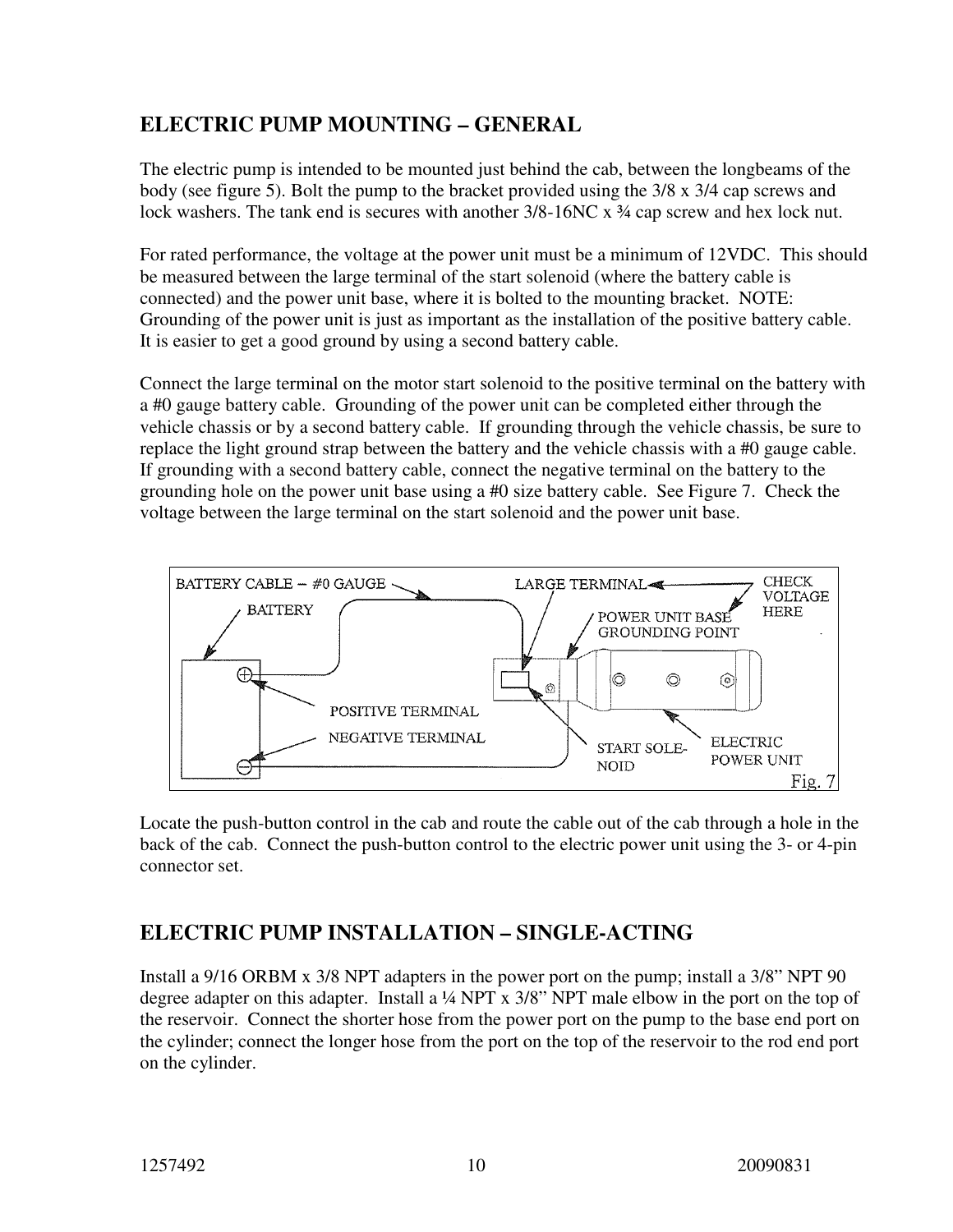## ELECTRIC PUMP MOUNTING – GENERAL

The electric pump is intended to be mounted just behind the cab, between the longbeams of the body (see figure 5). Bolt the pump to the bracket provided using the 3/8 x 3/4 cap screws and lock washers. The tank end is secures with another 3/8-16NC x ¾ cap screw and hex lock nut.

For rated performance, the voltage at the power unit must be a minimum of 12VDC. This should be measured between the large terminal of the start solenoid (where the battery cable is connected) and the power unit base, where it is bolted to the mounting bracket. NOTE: Grounding of the power unit is just as important as the installation of the positive battery cable. It is easier to get a good ground by using a second battery cable.

Connect the large terminal on the motor start solenoid to the positive terminal on the battery with a #0 gauge battery cable. Grounding of the power unit can be completed either through the vehicle chassis or by a second battery cable. If grounding through the vehicle chassis, be sure to replace the light ground strap between the battery and the vehicle chassis with a #0 gauge cable. If grounding with a second battery cable, connect the negative terminal on the battery to the grounding hole on the power unit base using a #0 size battery cable. See Figure 7. Check the voltage between the large terminal on the start solenoid and the power unit base.

BATTERY CABLE – #0 GAUGE
BATTERY
LARGE TERMINAL
CHECK VOLTAGE HERE
POWER UNIT BASE GROUNDING POINT
POSITIVE TERMINAL
NEGATIVE TERMINAL
START SOLE-NOID
ELECTRIC POWER UNIT

Fig. 7

Locate the push-button control in the cab and route the cable out of the cab through a hole in the back of the cab. Connect the push-button control to the electric power unit using the 3- or 4-pin connector set.

## ELECTRIC PUMP INSTALLATION – SINGLE-ACTING

Install a 9/16 ORBM x 3/8 NPT adapters in the power port on the pump; install a 3/8" NPT 90 degree adapter on this adapter. Install a ¼ NPT x 3/8" NPT male elbow in the port on the top of the reservoir. Connect the shorter hose from the power port on the pump to the base end port on the cylinder; connect the longer hose from the port on the top of the reservoir to the rod end port on the cylinder.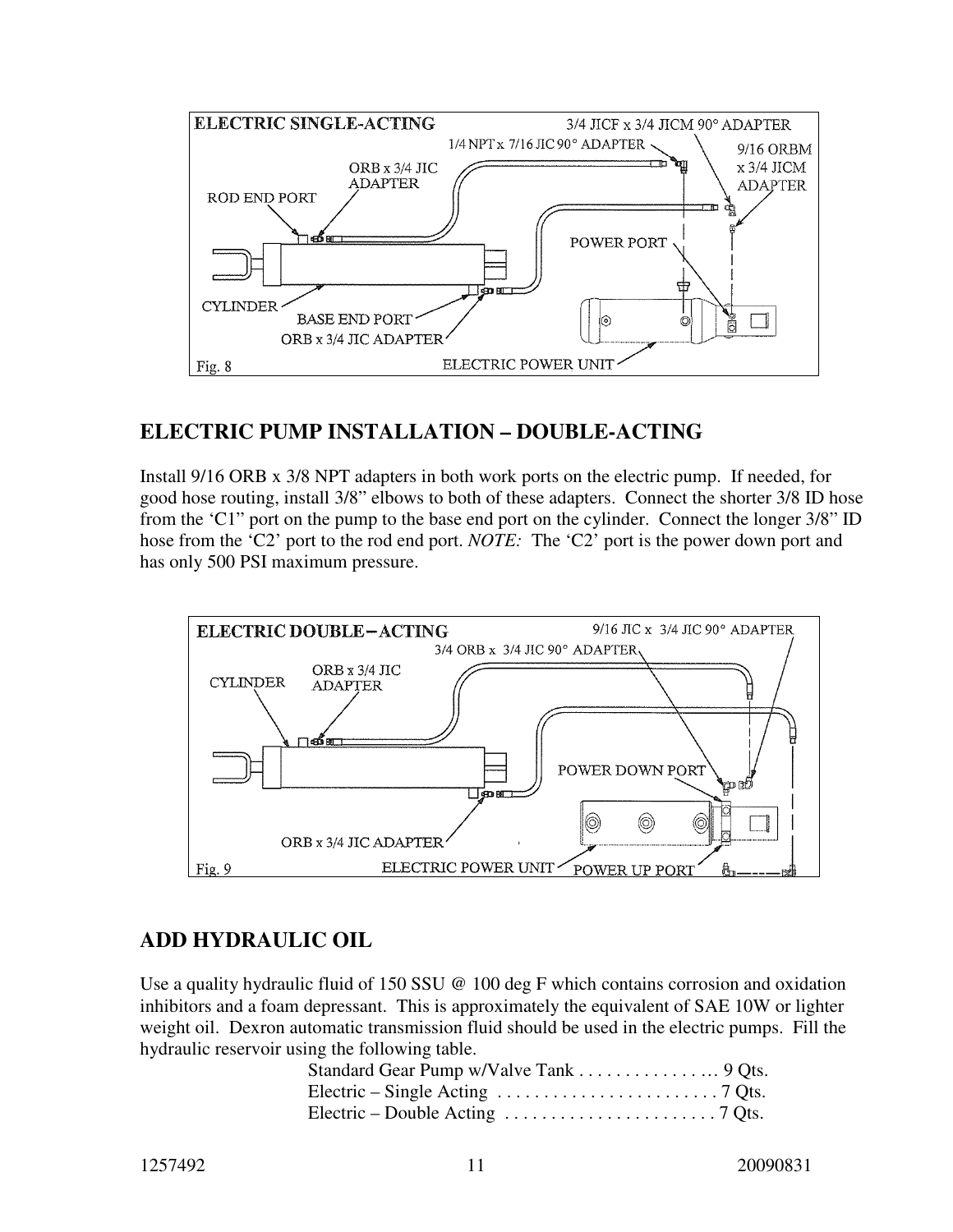ELECTRIC SINGLE-ACTING

3/4 JICF x 3/4 JICM 90° ADAPTER

1/4 NPT x 7/16 JIC 90° ADAPTER

ORB x 3/4 JIC ADAPTER

9/16 ORBM x 3/4 JICM ADAPTER

ROD END PORT

POWER PORT

CYLINDER

BASE END PORT

ORB x 3/4 JIC ADAPTER

ELECTRIC POWER UNIT

Fig. 8

## ELECTRIC PUMP INSTALLATION – DOUBLE-ACTING

Install 9/16 ORB x 3/8 NPT adapters in both work ports on the electric pump. If needed, for good hose routing, install 3/8" elbows to both of these adapters. Connect the shorter 3/8 ID hose from the 'C1" port on the pump to the base end port on the cylinder. Connect the longer 3/8" ID hose from the 'C2' port to the rod end port. *NOTE:* The 'C2' port is the power down port and has only 500 PSI maximum pressure.

ELECTRIC DOUBLE–ACTING

9/16 JIC x 3/4 JIC 90° ADAPTER

3/4 ORB x 3/4 JIC 90° ADAPTER

CYLINDER

ORB x 3/4 JIC ADAPTER

POWER DOWN PORT

ORB x 3/4 JIC ADAPTER

ELECTRIC POWER UNIT

POWER UP PORT

Fig. 9

## ADD HYDRAULIC OIL

Use a quality hydraulic fluid of 150 SSU @ 100 deg F which contains corrosion and oxidation inhibitors and a foam depressant. This is approximately the equivalent of SAE 10W or lighter weight oil. Dexron automatic transmission fluid should be used in the electric pumps. Fill the hydraulic reservoir using the following table.

Standard Gear Pump w/Valve Tank . . . . . . . . . . . . . . .. 9 Qts.
Electric – Single Acting . . . . . . . . . . . . . . . . . . . . . . . . 7 Qts.
Electric – Double Acting . . . . . . . . . . . . . . . . . . . . . . . 7 Qts.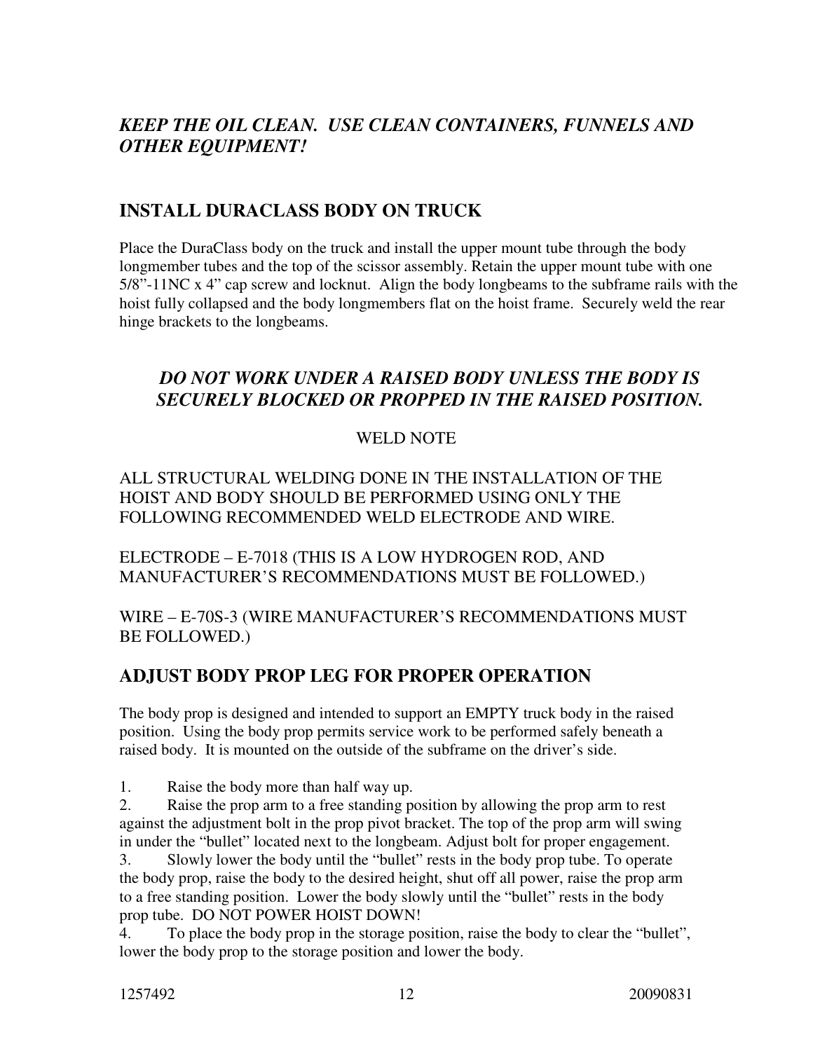***KEEP THE OIL CLEAN. USE CLEAN CONTAINERS, FUNNELS AND OTHER EQUIPMENT!***

## INSTALL DURACLASS BODY ON TRUCK

Place the DuraClass body on the truck and install the upper mount tube through the body longmember tubes and the top of the scissor assembly. Retain the upper mount tube with one 5/8"-11NC x 4" cap screw and locknut. Align the body longbeams to the subframe rails with the hoist fully collapsed and the body longmembers flat on the hoist frame. Securely weld the rear hinge brackets to the longbeams.

***DO NOT WORK UNDER A RAISED BODY UNLESS THE BODY IS SECURELY BLOCKED OR PROPPED IN THE RAISED POSITION.***

WELD NOTE

ALL STRUCTURAL WELDING DONE IN THE INSTALLATION OF THE HOIST AND BODY SHOULD BE PERFORMED USING ONLY THE FOLLOWING RECOMMENDED WELD ELECTRODE AND WIRE.

ELECTRODE – E-7018 (THIS IS A LOW HYDROGEN ROD, AND MANUFACTURER'S RECOMMENDATIONS MUST BE FOLLOWED.)

WIRE – E-70S-3 (WIRE MANUFACTURER'S RECOMMENDATIONS MUST BE FOLLOWED.)

## ADJUST BODY PROP LEG FOR PROPER OPERATION

The body prop is designed and intended to support an EMPTY truck body in the raised position. Using the body prop permits service work to be performed safely beneath a raised body. It is mounted on the outside of the subframe on the driver's side.

1. Raise the body more than half way up.
2. Raise the prop arm to a free standing position by allowing the prop arm to rest against the adjustment bolt in the prop pivot bracket. The top of the prop arm will swing in under the "bullet" located next to the longbeam. Adjust bolt for proper engagement.
3. Slowly lower the body until the "bullet" rests in the body prop tube. To operate the body prop, raise the body to the desired height, shut off all power, raise the prop arm to a free standing position. Lower the body slowly until the "bullet" rests in the body prop tube. DO NOT POWER HOIST DOWN!
4. To place the body prop in the storage position, raise the body to clear the "bullet", lower the body prop to the storage position and lower the body.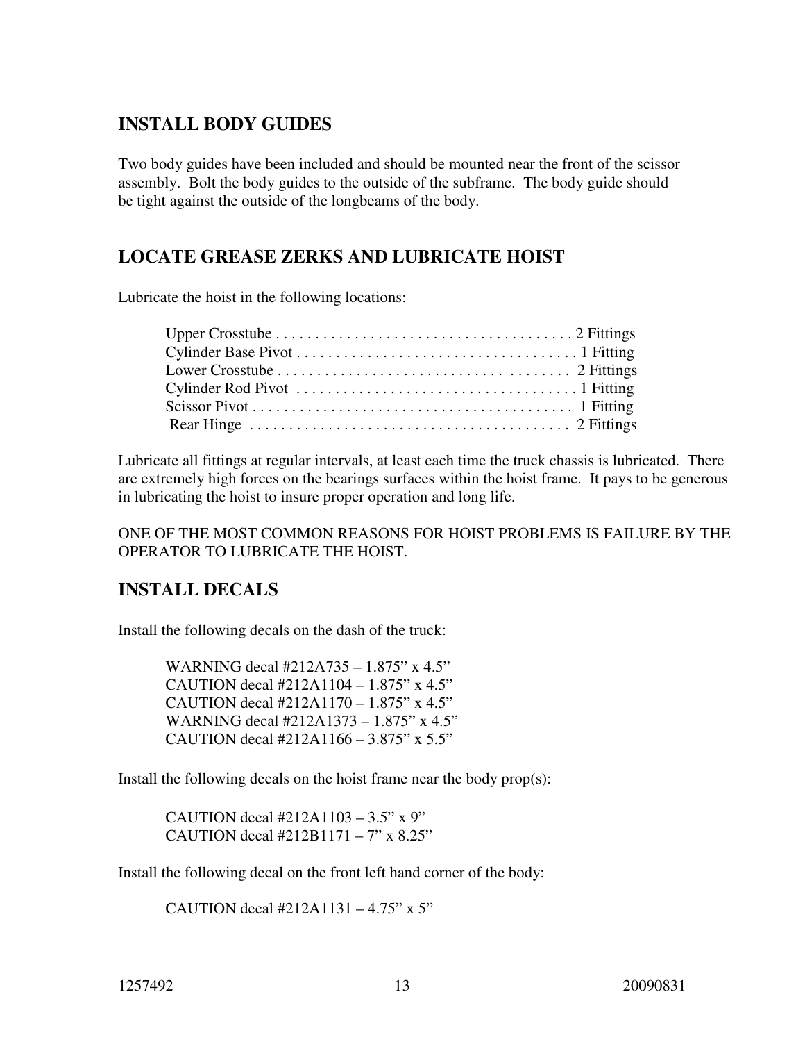## INSTALL BODY GUIDES

Two body guides have been included and should be mounted near the front of the scissor assembly. Bolt the body guides to the outside of the subframe. The body guide should be tight against the outside of the longbeams of the body.

## LOCATE GREASE ZERKS AND LUBRICATE HOIST

Lubricate the hoist in the following locations:

Upper Crosstube . . . . . . . . . . . . . . . . . . . . . . . . . . . . . . . . . . . . . . 2 Fittings
Cylinder Base Pivot . . . . . . . . . . . . . . . . . . . . . . . . . . . . . . . . . . . 1 Fitting
Lower Crosstube . . . . . . . . . . . . . . . . . . . . . . . . . . . . . . . . . . . . . 2 Fittings
Cylinder Rod Pivot . . . . . . . . . . . . . . . . . . . . . . . . . . . . . . . . . . . 1 Fitting
Scissor Pivot . . . . . . . . . . . . . . . . . . . . . . . . . . . . . . . . . . . . . . . . 1 Fitting
Rear Hinge . . . . . . . . . . . . . . . . . . . . . . . . . . . . . . . . . . . . . . . . . 2 Fittings

Lubricate all fittings at regular intervals, at least each time the truck chassis is lubricated. There are extremely high forces on the bearings surfaces within the hoist frame. It pays to be generous in lubricating the hoist to insure proper operation and long life.

ONE OF THE MOST COMMON REASONS FOR HOIST PROBLEMS IS FAILURE BY THE OPERATOR TO LUBRICATE THE HOIST.

## INSTALL DECALS

Install the following decals on the dash of the truck:

WARNING decal #212A735 – 1.875" x 4.5"
CAUTION decal #212A1104 – 1.875" x 4.5"
CAUTION decal #212A1170 – 1.875" x 4.5"
WARNING decal #212A1373 – 1.875" x 4.5"
CAUTION decal #212A1166 – 3.875" x 5.5"

Install the following decals on the hoist frame near the body prop(s):

CAUTION decal #212A1103 – 3.5" x 9"
CAUTION decal #212B1171 – 7" x 8.25"

Install the following decal on the front left hand corner of the body:

CAUTION decal #212A1131 – 4.75" x 5"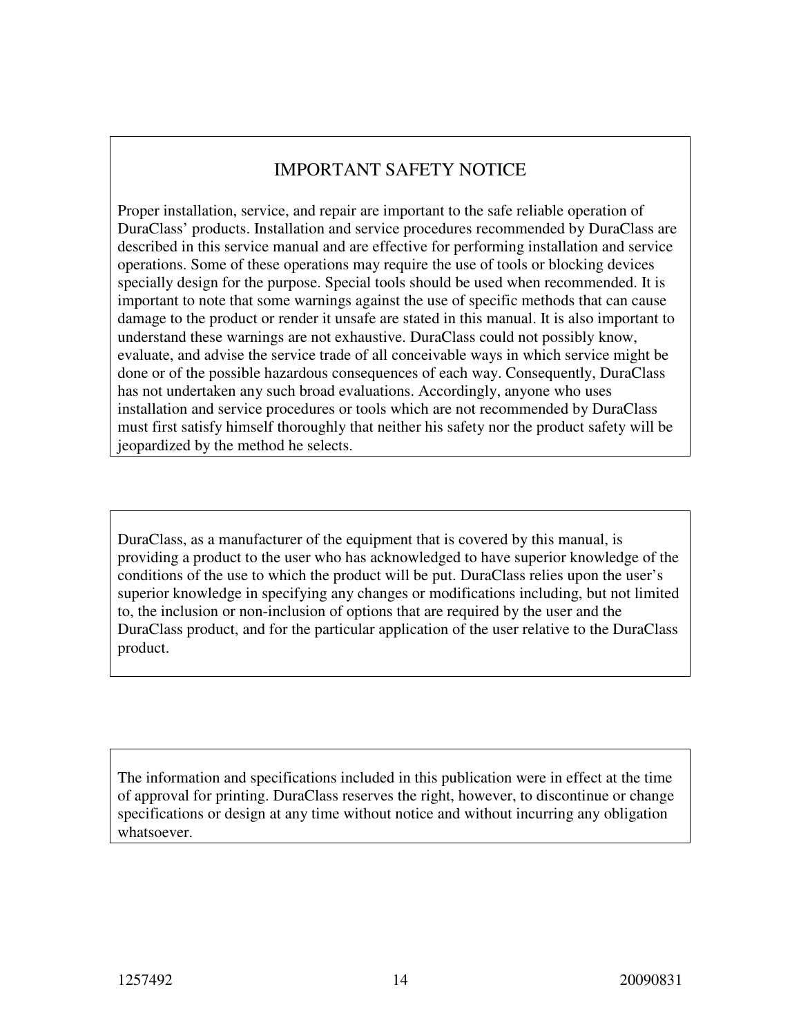## IMPORTANT SAFETY NOTICE

Proper installation, service, and repair are important to the safe reliable operation of DuraClass' products. Installation and service procedures recommended by DuraClass are described in this service manual and are effective for performing installation and service operations. Some of these operations may require the use of tools or blocking devices specially design for the purpose. Special tools should be used when recommended. It is important to note that some warnings against the use of specific methods that can cause damage to the product or render it unsafe are stated in this manual. It is also important to understand these warnings are not exhaustive. DuraClass could not possibly know, evaluate, and advise the service trade of all conceivable ways in which service might be done or of the possible hazardous consequences of each way. Consequently, DuraClass has not undertaken any such broad evaluations. Accordingly, anyone who uses installation and service procedures or tools which are not recommended by DuraClass must first satisfy himself thoroughly that neither his safety nor the product safety will be jeopardized by the method he selects.

DuraClass, as a manufacturer of the equipment that is covered by this manual, is providing a product to the user who has acknowledged to have superior knowledge of the conditions of the use to which the product will be put. DuraClass relies upon the user's superior knowledge in specifying any changes or modifications including, but not limited to, the inclusion or non-inclusion of options that are required by the user and the DuraClass product, and for the particular application of the user relative to the DuraClass product.

The information and specifications included in this publication were in effect at the time of approval for printing. DuraClass reserves the right, however, to discontinue or change specifications or design at any time without notice and without incurring any obligation whatsoever.